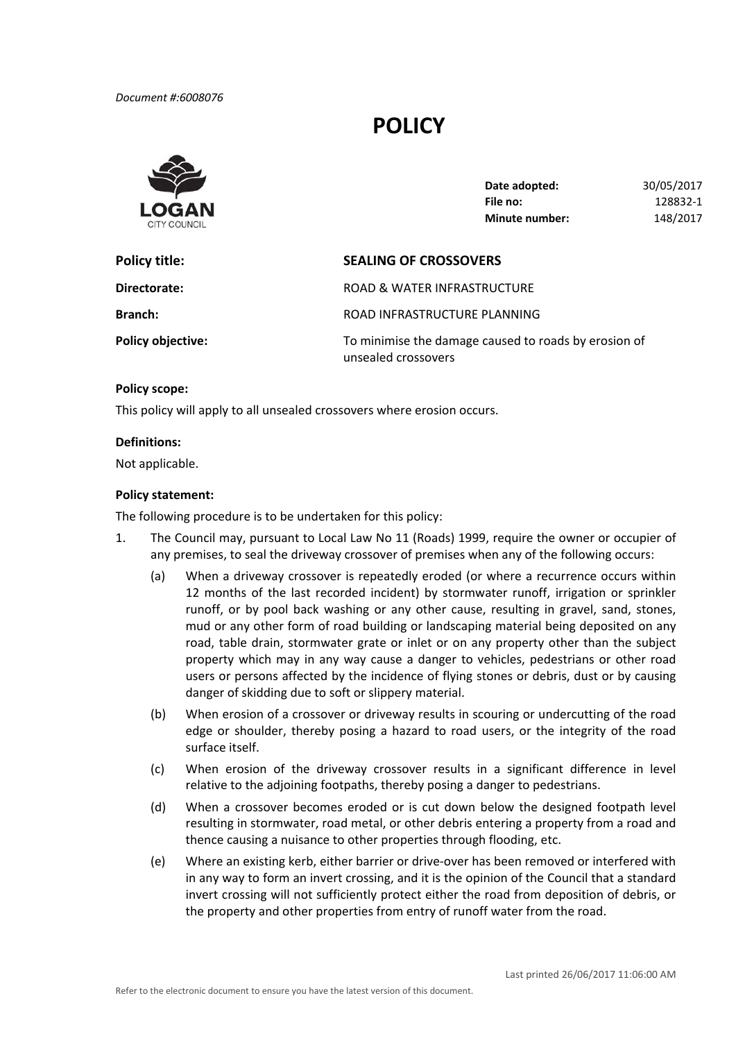*Document #:6008076*

# POLICY

LOGAN CITY COUNCIL

| | |
|---|---|
| **Date adopted:** | 30/05/2017 |
| **File no:** | 128832-1 |
| **Minute number:** | 148/2017 |

| | |
|---|---|
| **Policy title:** | **SEALING OF CROSSOVERS** |
| **Directorate:** | ROAD & WATER INFRASTRUCTURE |
| **Branch:** | ROAD INFRASTRUCTURE PLANNING |
| **Policy objective:** | To minimise the damage caused to roads by erosion of unsealed crossovers |

**Policy scope:**

This policy will apply to all unsealed crossovers where erosion occurs.

**Definitions:**

Not applicable.

**Policy statement:**

The following procedure is to be undertaken for this policy:

1. The Council may, pursuant to Local Law No 11 (Roads) 1999, require the owner or occupier of any premises, to seal the driveway crossover of premises when any of the following occurs:
   - (a) When a driveway crossover is repeatedly eroded (or where a recurrence occurs within 12 months of the last recorded incident) by stormwater runoff, irrigation or sprinkler runoff, or by pool back washing or any other cause, resulting in gravel, sand, stones, mud or any other form of road building or landscaping material being deposited on any road, table drain, stormwater grate or inlet or on any property other than the subject property which may in any way cause a danger to vehicles, pedestrians or other road users or persons affected by the incidence of flying stones or debris, dust or by causing danger of skidding due to soft or slippery material.
   - (b) When erosion of a crossover or driveway results in scouring or undercutting of the road edge or shoulder, thereby posing a hazard to road users, or the integrity of the road surface itself.
   - (c) When erosion of the driveway crossover results in a significant difference in level relative to the adjoining footpaths, thereby posing a danger to pedestrians.
   - (d) When a crossover becomes eroded or is cut down below the designed footpath level resulting in stormwater, road metal, or other debris entering a property from a road and thence causing a nuisance to other properties through flooding, etc.
   - (e) Where an existing kerb, either barrier or drive-over has been removed or interfered with in any way to form an invert crossing, and it is the opinion of the Council that a standard invert crossing will not sufficiently protect either the road from deposition of debris, or the property and other properties from entry of runoff water from the road.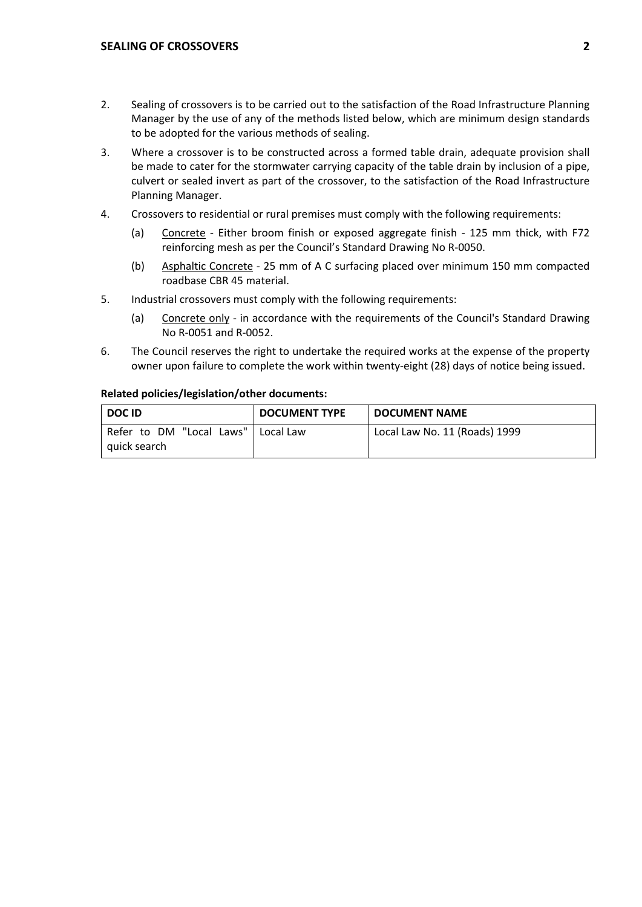2. Sealing of crossovers is to be carried out to the satisfaction of the Road Infrastructure Planning Manager by the use of any of the methods listed below, which are minimum design standards to be adopted for the various methods of sealing.

3. Where a crossover is to be constructed across a formed table drain, adequate provision shall be made to cater for the stormwater carrying capacity of the table drain by inclusion of a pipe, culvert or sealed invert as part of the crossover, to the satisfaction of the Road Infrastructure Planning Manager.

4. Crossovers to residential or rural premises must comply with the following requirements:

   (a) Concrete - Either broom finish or exposed aggregate finish - 125 mm thick, with F72 reinforcing mesh as per the Council's Standard Drawing No R-0050.

   (b) Asphaltic Concrete - 25 mm of A C surfacing placed over minimum 150 mm compacted roadbase CBR 45 material.

5. Industrial crossovers must comply with the following requirements:

   (a) Concrete only - in accordance with the requirements of the Council's Standard Drawing No R-0051 and R-0052.

6. The Council reserves the right to undertake the required works at the expense of the property owner upon failure to complete the work within twenty-eight (28) days of notice being issued.

**Related policies/legislation/other documents:**

| DOC ID | DOCUMENT TYPE | DOCUMENT NAME |
|---|---|---|
| Refer to DM "Local Laws" quick search | Local Law | Local Law No. 11 (Roads) 1999 |